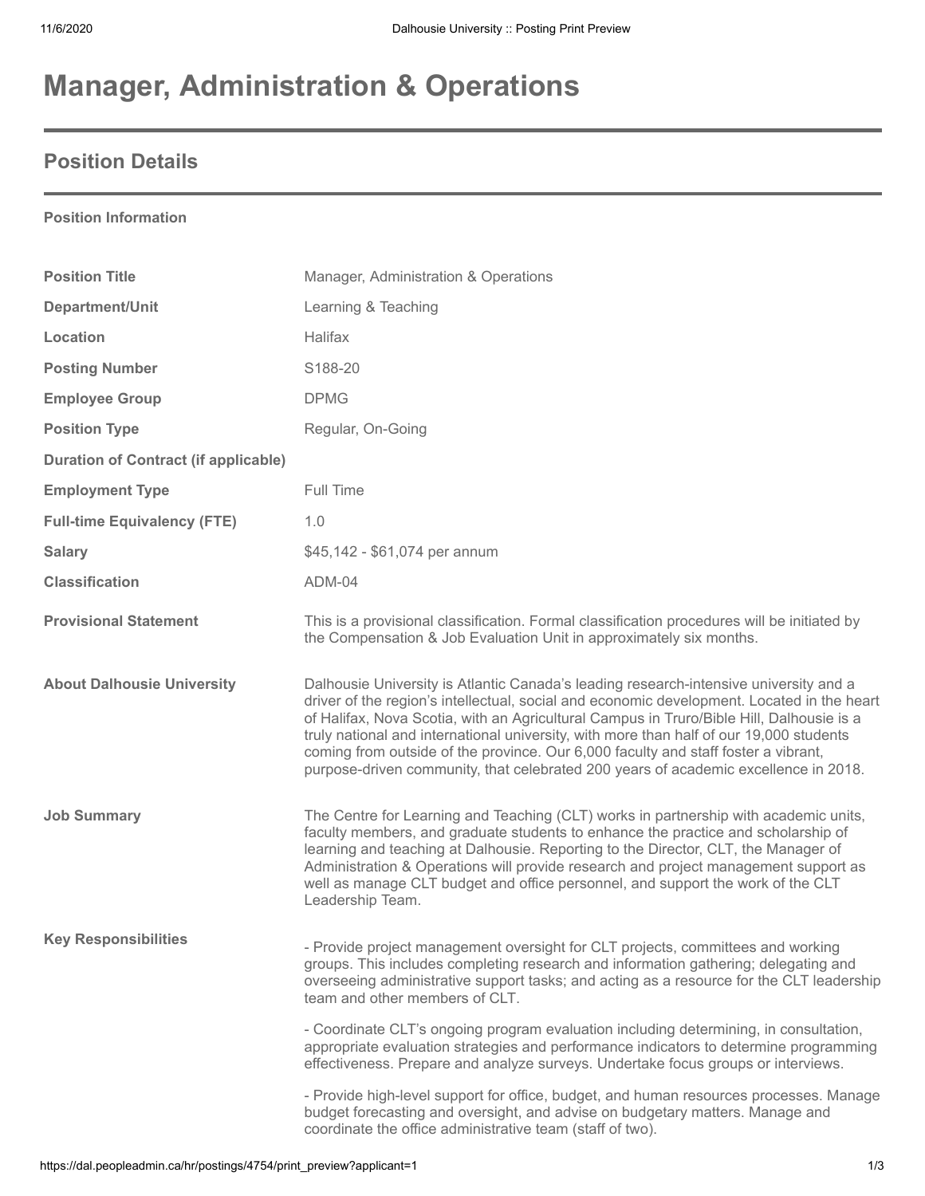# Manager, Administration & Operations

## Position Details

**Position Information**

| | |
|---|---|
| **Position Title** | Manager, Administration & Operations |
| **Department/Unit** | Learning & Teaching |
| **Location** | Halifax |
| **Posting Number** | S188-20 |
| **Employee Group** | DPMG |
| **Position Type** | Regular, On-Going |
| **Duration of Contract (if applicable)** | |
| **Employment Type** | Full Time |
| **Full-time Equivalency (FTE)** | 1.0 |
| **Salary** | $45,142 - $61,074 per annum |
| **Classification** | ADM-04 |
| **Provisional Statement** | This is a provisional classification. Formal classification procedures will be initiated by the Compensation & Job Evaluation Unit in approximately six months. |
| **About Dalhousie University** | Dalhousie University is Atlantic Canada's leading research-intensive university and a driver of the region's intellectual, social and economic development. Located in the heart of Halifax, Nova Scotia, with an Agricultural Campus in Truro/Bible Hill, Dalhousie is a truly national and international university, with more than half of our 19,000 students coming from outside of the province. Our 6,000 faculty and staff foster a vibrant, purpose-driven community, that celebrated 200 years of academic excellence in 2018. |
| **Job Summary** | The Centre for Learning and Teaching (CLT) works in partnership with academic units, faculty members, and graduate students to enhance the practice and scholarship of learning and teaching at Dalhousie. Reporting to the Director, CLT, the Manager of Administration & Operations will provide research and project management support as well as manage CLT budget and office personnel, and support the work of the CLT Leadership Team. |

**Key Responsibilities**

- Provide project management oversight for CLT projects, committees and working groups. This includes completing research and information gathering; delegating and overseeing administrative support tasks; and acting as a resource for the CLT leadership team and other members of CLT.

- Coordinate CLT's ongoing program evaluation including determining, in consultation, appropriate evaluation strategies and performance indicators to determine programming effectiveness. Prepare and analyze surveys. Undertake focus groups or interviews.

- Provide high-level support for office, budget, and human resources processes. Manage budget forecasting and oversight, and advise on budgetary matters. Manage and coordinate the office administrative team (staff of two).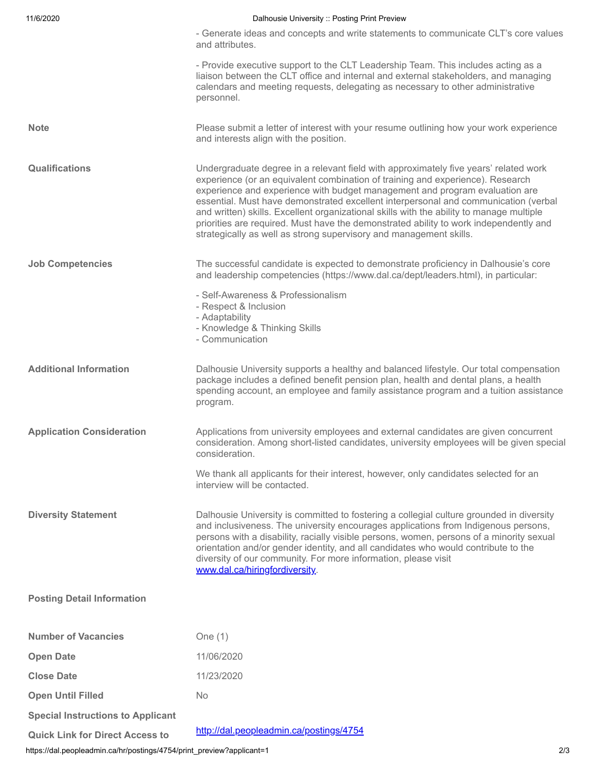- Generate ideas and concepts and write statements to communicate CLT's core values and attributes.

- Provide executive support to the CLT Leadership Team. This includes acting as a liaison between the CLT office and internal and external stakeholders, and managing calendars and meeting requests, delegating as necessary to other administrative personnel.

| | |
|---|---|
| **Note** | Please submit a letter of interest with your resume outlining how your work experience and interests align with the position. |
| **Qualifications** | Undergraduate degree in a relevant field with approximately five years' related work experience (or an equivalent combination of training and experience). Research experience and experience with budget management and program evaluation are essential. Must have demonstrated excellent interpersonal and communication (verbal and written) skills. Excellent organizational skills with the ability to manage multiple priorities are required. Must have the demonstrated ability to work independently and strategically as well as strong supervisory and management skills. |
| **Job Competencies** | The successful candidate is expected to demonstrate proficiency in Dalhousie's core and leadership competencies (https://www.dal.ca/dept/leaders.html), in particular:<br><br>- Self-Awareness & Professionalism<br>- Respect & Inclusion<br>- Adaptability<br>- Knowledge & Thinking Skills<br>- Communication |
| **Additional Information** | Dalhousie University supports a healthy and balanced lifestyle. Our total compensation package includes a defined benefit pension plan, health and dental plans, a health spending account, an employee and family assistance program and a tuition assistance program. |
| **Application Consideration** | Applications from university employees and external candidates are given concurrent consideration. Among short-listed candidates, university employees will be given special consideration.<br><br>We thank all applicants for their interest, however, only candidates selected for an interview will be contacted. |
| **Diversity Statement** | Dalhousie University is committed to fostering a collegial culture grounded in diversity and inclusiveness. The university encourages applications from Indigenous persons, persons with a disability, racially visible persons, women, persons of a minority sexual orientation and/or gender identity, and all candidates who would contribute to the diversity of our community. For more information, please visit [www.dal.ca/hiringfordiversity](www.dal.ca/hiringfordiversity). |

**Posting Detail Information**

| | |
|---|---|
| **Number of Vacancies** | One (1) |
| **Open Date** | 11/06/2020 |
| **Close Date** | 11/23/2020 |
| **Open Until Filled** | No |
| **Special Instructions to Applicant** | |
| **Quick Link for Direct Access to** | [http://dal.peopleadmin.ca/postings/4754](http://dal.peopleadmin.ca/postings/4754) |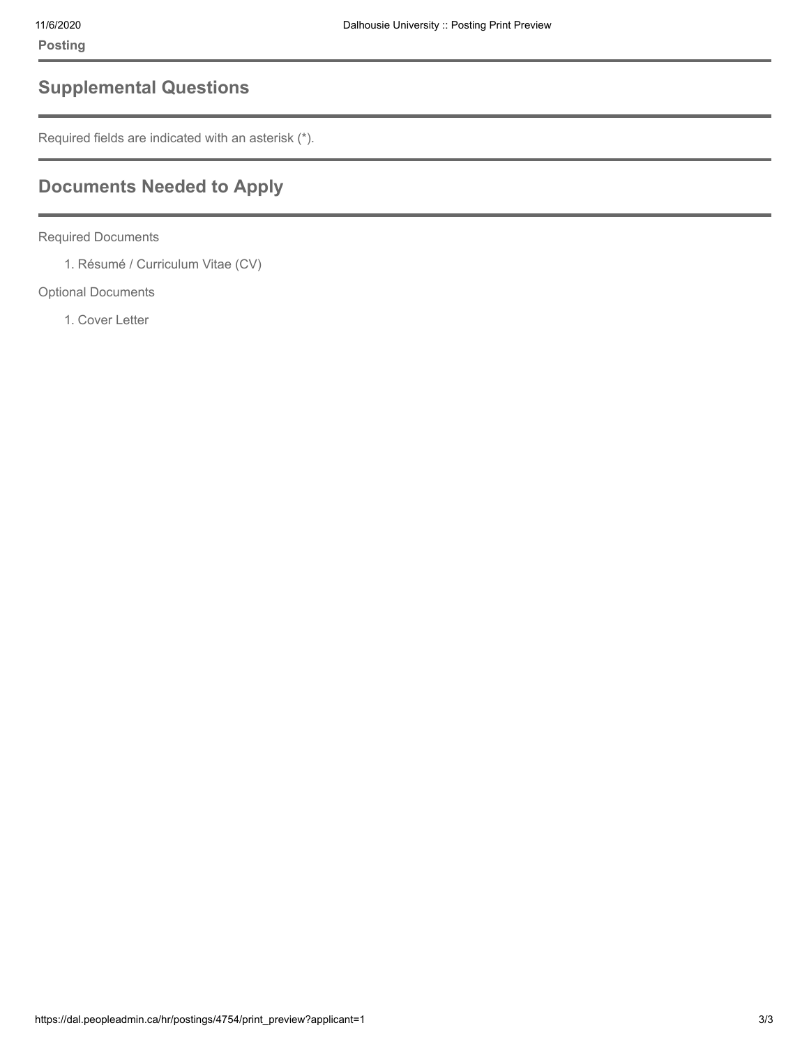**Posting**

## Supplemental Questions

Required fields are indicated with an asterisk (*).

## Documents Needed to Apply

Required Documents

1. Résumé / Curriculum Vitae (CV)

Optional Documents

1. Cover Letter